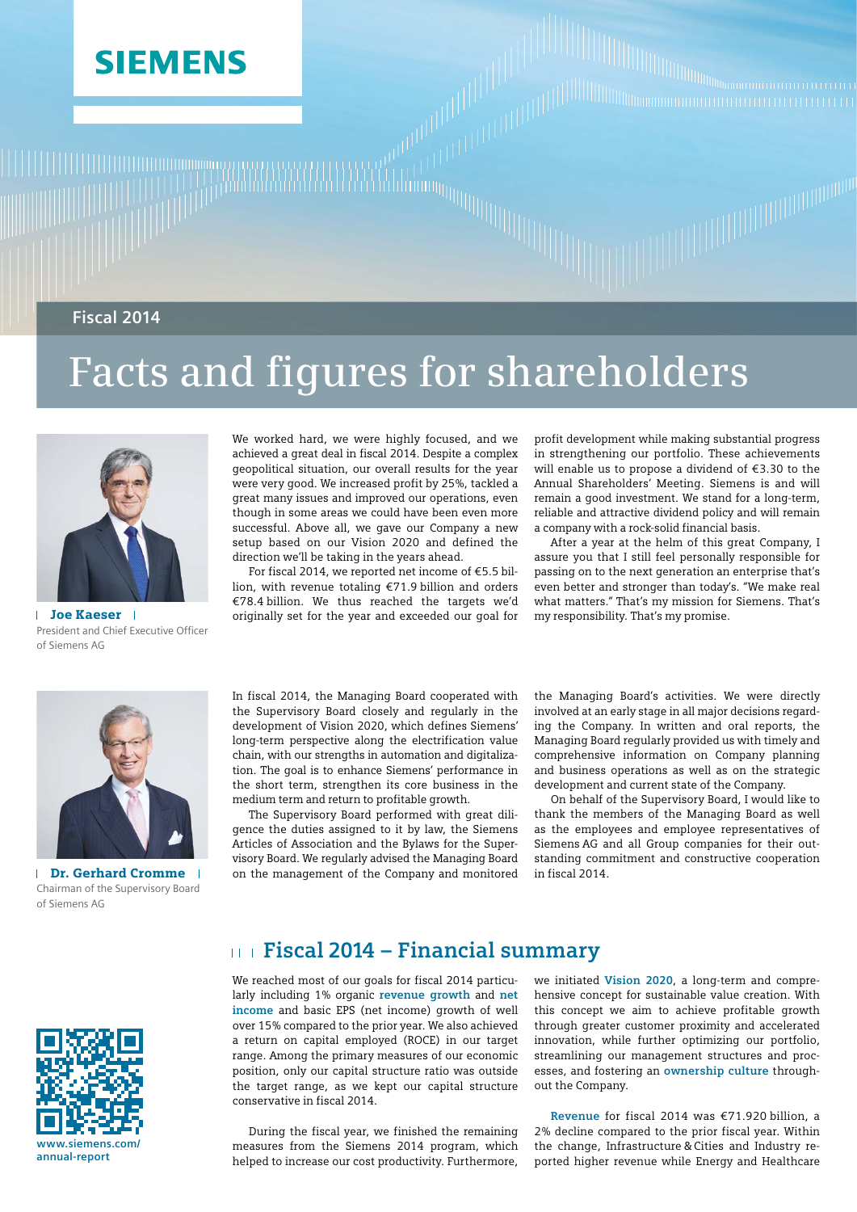SIEMENS

Fiscal 2014

# Facts and figures for shareholders

**Joe Kaeser**
President and Chief Executive Officer of Siemens AG

We worked hard, we were highly focused, and we achieved a great deal in fiscal 2014. Despite a complex geopolitical situation, our overall results for the year were very good. We increased profit by 25%, tackled a great many issues and improved our operations, even though in some areas we could have been even more successful. Above all, we gave our Company a new setup based on our Vision 2020 and defined the direction we'll be taking in the years ahead.

For fiscal 2014, we reported net income of €5.5 billion, with revenue totaling €71.9 billion and orders €78.4 billion. We thus reached the targets we'd originally set for the year and exceeded our goal for profit development while making substantial progress in strengthening our portfolio. These achievements will enable us to propose a dividend of €3.30 to the Annual Shareholders' Meeting. Siemens is and will remain a good investment. We stand for a long-term, reliable and attractive dividend policy and will remain a company with a rock-solid financial basis.

After a year at the helm of this great Company, I assure you that I still feel personally responsible for passing on to the next generation an enterprise that's even better and stronger than today's. "We make real what matters." That's my mission for Siemens. That's my responsibility. That's my promise.

**Dr. Gerhard Cromme**
Chairman of the Supervisory Board of Siemens AG

In fiscal 2014, the Managing Board cooperated with the Supervisory Board closely and regularly in the development of Vision 2020, which defines Siemens' long-term perspective along the electrification value chain, with our strengths in automation and digitalization. The goal is to enhance Siemens' performance in the short term, strengthen its core business in the medium term and return to profitable growth.

The Supervisory Board performed with great diligence the duties assigned to it by law, the Siemens Articles of Association and the Bylaws for the Supervisory Board. We regularly advised the Managing Board on the management of the Company and monitored the Managing Board's activities. We were directly involved at an early stage in all major decisions regarding the Company. In written and oral reports, the Managing Board regularly provided us with timely and comprehensive information on Company planning and business operations as well as on the strategic development and current state of the Company.

On behalf of the Supervisory Board, I would like to thank the members of the Managing Board as well as the employees and employee representatives of Siemens AG and all Group companies for their outstanding commitment and constructive cooperation in fiscal 2014.

## Fiscal 2014 – Financial summary

We reached most of our goals for fiscal 2014 particularly including 1% organic **revenue growth** and **net income** and basic EPS (net income) growth of well over 15% compared to the prior year. We also achieved a return on capital employed (ROCE) in our target range. Among the primary measures of our economic position, only our capital structure ratio was outside the target range, as we kept our capital structure conservative in fiscal 2014.

During the fiscal year, we finished the remaining measures from the Siemens 2014 program, which helped to increase our cost productivity. Furthermore, we initiated **Vision 2020**, a long-term and comprehensive concept for sustainable value creation. With this concept we aim to achieve profitable growth through greater customer proximity and accelerated innovation, while further optimizing our portfolio, streamlining our management structures and processes, and fostering an **ownership culture** throughout the Company.

**Revenue** for fiscal 2014 was €71.920 billion, a 2% decline compared to the prior fiscal year. Within the change, Infrastructure & Cities and Industry reported higher revenue while Energy and Healthcare

www.siemens.com/annual-report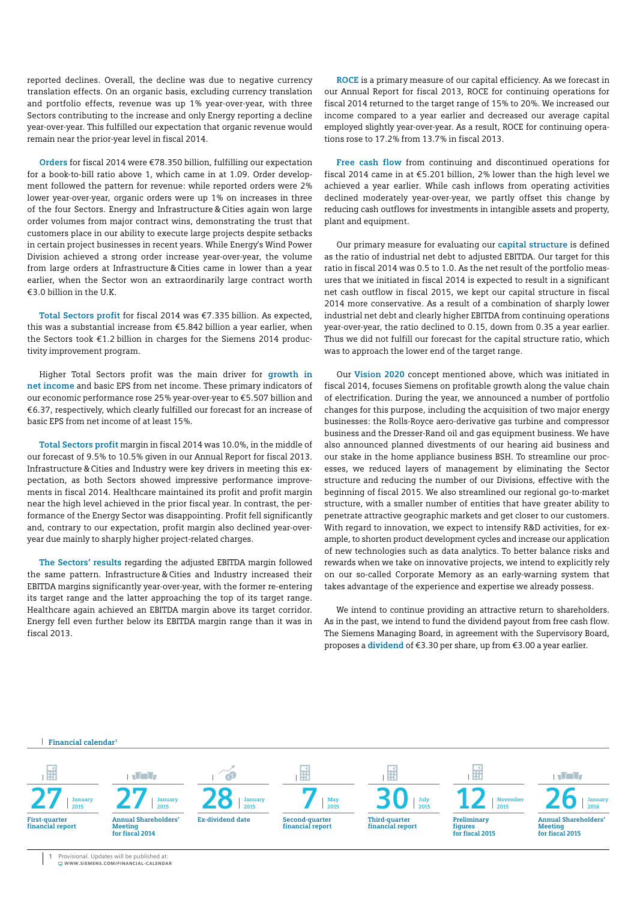reported declines. Overall, the decline was due to negative currency translation effects. On an organic basis, excluding currency translation and portfolio effects, revenue was up 1% year-over-year, with three Sectors contributing to the increase and only Energy reporting a decline year-over-year. This fulfilled our expectation that organic revenue would remain near the prior-year level in fiscal 2014.

**Orders** for fiscal 2014 were €78.350 billion, fulfilling our expectation for a book-to-bill ratio above 1, which came in at 1.09. Order development followed the pattern for revenue: while reported orders were 2% lower year-over-year, organic orders were up 1% on increases in three of the four Sectors. Energy and Infrastructure & Cities again won large order volumes from major contract wins, demonstrating the trust that customers place in our ability to execute large projects despite setbacks in certain project businesses in recent years. While Energy's Wind Power Division achieved a strong order increase year-over-year, the volume from large orders at Infrastructure & Cities came in lower than a year earlier, when the Sector won an extraordinarily large contract worth €3.0 billion in the U.K.

**Total Sectors profit** for fiscal 2014 was €7.335 billion. As expected, this was a substantial increase from €5.842 billion a year earlier, when the Sectors took €1.2 billion in charges for the Siemens 2014 productivity improvement program.

Higher Total Sectors profit was the main driver for **growth in net income** and basic EPS from net income. These primary indicators of our economic performance rose 25% year-over-year to €5.507 billion and €6.37, respectively, which clearly fulfilled our forecast for an increase of basic EPS from net income of at least 15%.

**Total Sectors profit** margin in fiscal 2014 was 10.0%, in the middle of our forecast of 9.5% to 10.5% given in our Annual Report for fiscal 2013. Infrastructure & Cities and Industry were key drivers in meeting this expectation, as both Sectors showed impressive performance improvements in fiscal 2014. Healthcare maintained its profit and profit margin near the high level achieved in the prior fiscal year. In contrast, the performance of the Energy Sector was disappointing. Profit fell significantly and, contrary to our expectation, profit margin also declined year-over-year due mainly to sharply higher project-related charges.

**The Sectors' results** regarding the adjusted EBITDA margin followed the same pattern. Infrastructure & Cities and Industry increased their EBITDA margins significantly year-over-year, with the former re-entering its target range and the latter approaching the top of its target range. Healthcare again achieved an EBITDA margin above its target corridor. Energy fell even further below its EBITDA margin range than it was in fiscal 2013.

**ROCE** is a primary measure of our capital efficiency. As we forecast in our Annual Report for fiscal 2013, ROCE for continuing operations for fiscal 2014 returned to the target range of 15% to 20%. We increased our income compared to a year earlier and decreased our average capital employed slightly year-over-year. As a result, ROCE for continuing operations rose to 17.2% from 13.7% in fiscal 2013.

**Free cash flow** from continuing and discontinued operations for fiscal 2014 came in at €5.201 billion, 2% lower than the high level we achieved a year earlier. While cash inflows from operating activities declined moderately year-over-year, we partly offset this change by reducing cash outflows for investments in intangible assets and property, plant and equipment.

Our primary measure for evaluating our **capital structure** is defined as the ratio of industrial net debt to adjusted EBITDA. Our target for this ratio in fiscal 2014 was 0.5 to 1.0. As the net result of the portfolio measures that we initiated in fiscal 2014 is expected to result in a significant net cash outflow in fiscal 2015, we kept our capital structure in fiscal 2014 more conservative. As a result of a combination of sharply lower industrial net debt and clearly higher EBITDA from continuing operations year-over-year, the ratio declined to 0.15, down from 0.35 a year earlier. Thus we did not fulfill our forecast for the capital structure ratio, which was to approach the lower end of the target range.

Our **Vision 2020** concept mentioned above, which was initiated in fiscal 2014, focuses Siemens on profitable growth along the value chain of electrification. During the year, we announced a number of portfolio changes for this purpose, including the acquisition of two major energy businesses: the Rolls-Royce aero-derivative gas turbine and compressor business and the Dresser-Rand oil and gas equipment business. We have also announced planned divestments of our hearing aid business and our stake in the home appliance business BSH. To streamline our processes, we reduced layers of management by eliminating the Sector structure and reducing the number of our Divisions, effective with the beginning of fiscal 2015. We also streamlined our regional go-to-market structure, with a smaller number of entities that have greater ability to penetrate attractive geographic markets and get closer to our customers. With regard to innovation, we expect to intensify R&D activities, for example, to shorten product development cycles and increase our application of new technologies such as data analytics. To better balance risks and rewards when we take on innovative projects, we intend to explicitly rely on our so-called Corporate Memory as an early-warning system that takes advantage of the experience and expertise we already possess.

We intend to continue providing an attractive return to shareholders. As in the past, we intend to fund the dividend payout from free cash flow. The Siemens Managing Board, in agreement with the Supervisory Board, proposes a **dividend** of €3.30 per share, up from €3.00 a year earlier.

**Financial calendar**[1]

| Date | Event |
|---|---|
| 27 January 2015 | First-quarter financial report |
| 27 January 2015 | Annual Shareholders' Meeting for fiscal 2014 |
| 28 January 2015 | Ex-dividend date |
| 7 May 2015 | Second-quarter financial report |
| 30 July 2015 | Third-quarter financial report |
| 12 November 2015 | Preliminary figures for fiscal 2015 |
| 26 January 2016 | Annual Shareholders' Meeting for fiscal 2015 |

1 Provisional. Updates will be published at: WWW.SIEMENS.COM/FINANCIAL-CALENDAR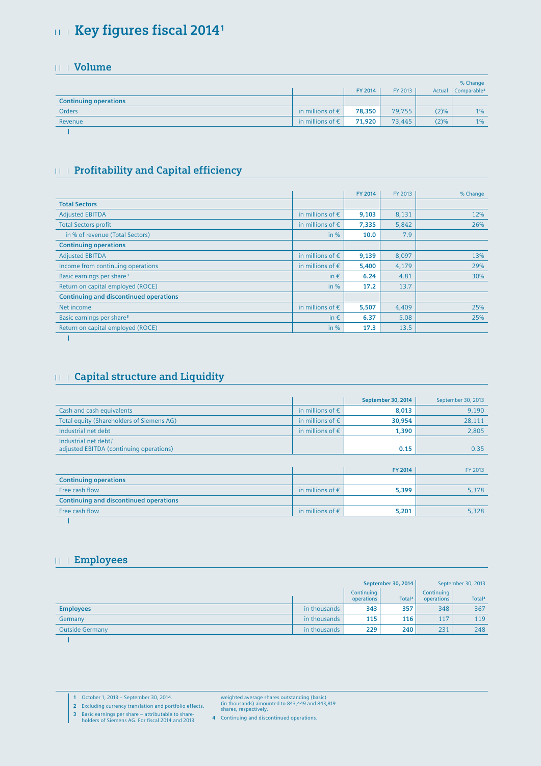# Key figures fiscal 2014[1]

## Volume

| | | FY 2014 | FY 2013 | % Change Actual | % Change Comparable[2] |
|---|---|---|---|---|---|
| **Continuing operations** | | | | | |
| Orders | in millions of € | **78,350** | 79,755 | (2)% | 1% |
| Revenue | in millions of € | **71,920** | 73,445 | (2)% | 1% |

## Profitability and Capital efficiency

| | | FY 2014 | FY 2013 | % Change |
|---|---|---|---|---|
| **Total Sectors** | | | | |
| Adjusted EBITDA | in millions of € | **9,103** | 8,131 | 12% |
| Total Sectors profit | in millions of € | **7,335** | 5,842 | 26% |
| in % of revenue (Total Sectors) | in % | **10.0** | 7.9 | |
| **Continuing operations** | | | | |
| Adjusted EBITDA | in millions of € | **9,139** | 8,097 | 13% |
| Income from continuing operations | in millions of € | **5,400** | 4,179 | 29% |
| Basic earnings per share[3] | in € | **6.24** | 4.81 | 30% |
| Return on capital employed (ROCE) | in % | **17.2** | 13.7 | |
| **Continuing and discontinued operations** | | | | |
| Net income | in millions of € | **5,507** | 4,409 | 25% |
| Basic earnings per share[3] | in € | **6.37** | 5.08 | 25% |
| Return on capital employed (ROCE) | in % | **17.3** | 13.5 | |

## Capital structure and Liquidity

| | | September 30, 2014 | September 30, 2013 |
|---|---|---|---|
| Cash and cash equivalents | in millions of € | **8,013** | 9,190 |
| Total equity (Shareholders of Siemens AG) | in millions of € | **30,954** | 28,111 |
| Industrial net debt | in millions of € | **1,390** | 2,805 |
| Industrial net debt / adjusted EBITDA (continuing operations) | | **0.15** | 0.35 |

| | | FY 2014 | FY 2013 |
|---|---|---|---|
| **Continuing operations** | | | |
| Free cash flow | in millions of € | **5,399** | 5,378 |
| **Continuing and discontinued operations** | | | |
| Free cash flow | in millions of € | **5,201** | 5,328 |

## Employees

| | | September 30, 2014 | | September 30, 2013 | |
|---|---|---|---|---|---|
| | | Continuing operations | Total[4] | Continuing operations | Total[4] |
| **Employees** | in thousands | **343** | **357** | 348 | 367 |
| Germany | in thousands | **115** | **116** | 117 | 119 |
| Outside Germany | in thousands | **229** | **240** | 231 | 248 |

1 October 1, 2013 – September 30, 2014.

2 Excluding currency translation and portfolio effects.

3 Basic earnings per share – attributable to shareholders of Siemens AG. For fiscal 2014 and 2013 weighted average shares outstanding (basic) (in thousands) amounted to 843,449 and 843,819 shares, respectively.

4 Continuing and discontinued operations.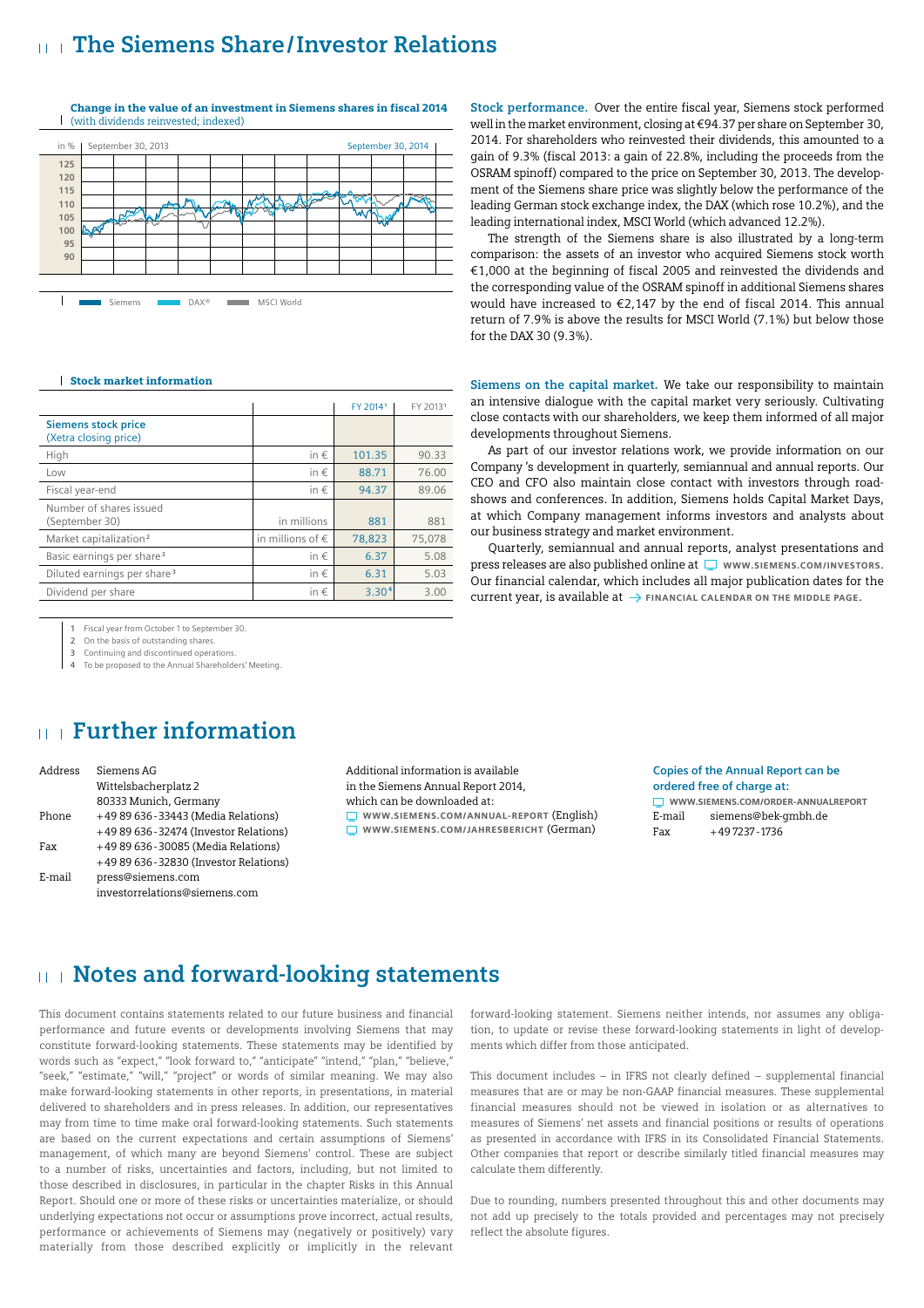# The Siemens Share/Investor Relations

**Change in the value of an investment in Siemens shares in fiscal 2014**
(with dividends reinvested; indexed)

in %
September 30, 2013
September 30, 2014
125
120
115
110
105
100
95
90

Siemens
DAX®
MSCI World

**Stock performance.** Over the entire fiscal year, Siemens stock performed well in the market environment, closing at €94.37 per share on September 30, 2014. For shareholders who reinvested their dividends, this amounted to a gain of 9.3% (fiscal 2013: a gain of 22.8%, including the proceeds from the OSRAM spinoff) compared to the price on September 30, 2013. The development of the Siemens share price was slightly below the performance of the leading German stock exchange index, the DAX (which rose 10.2%), and the leading international index, MSCI World (which advanced 12.2%).

The strength of the Siemens share is also illustrated by a long-term comparison: the assets of an investor who acquired Siemens stock worth €1,000 at the beginning of fiscal 2005 and reinvested the dividends and the corresponding value of the OSRAM spinoff in additional Siemens shares would have increased to €2,147 by the end of fiscal 2014. This annual return of 7.9% is above the results for MSCI World (7.1%) but below those for the DAX 30 (9.3%).

**Stock market information**

| | | FY 2014[1] | FY 2013[1] |
|---|---|---|---|
| **Siemens stock price** (Xetra closing price) | | | |
| High | in € | 101.35 | 90.33 |
| Low | in € | 88.71 | 76.00 |
| Fiscal year-end | in € | 94.37 | 89.06 |
| Number of shares issued (September 30) | in millions | 881 | 881 |
| Market capitalization[2] | in millions of € | 78,823 | 75,078 |
| Basic earnings per share[3] | in € | 6.37 | 5.08 |
| Diluted earnings per share[3] | in € | 6.31 | 5.03 |
| Dividend per share | in € | 3.30[4] | 3.00 |

1 Fiscal year from October 1 to September 30.
2 On the basis of outstanding shares.
3 Continuing and discontinued operations.
4 To be proposed to the Annual Shareholders' Meeting.

**Siemens on the capital market.** We take our responsibility to maintain an intensive dialogue with the capital market very seriously. Cultivating close contacts with our shareholders, we keep them informed of all major developments throughout Siemens.

As part of our investor relations work, we provide information on our Company's development in quarterly, semiannual and annual reports. Our CEO and CFO also maintain close contact with investors through roadshows and conferences. In addition, Siemens holds Capital Market Days, at which Company management informs investors and analysts about our business strategy and market environment.

Quarterly, semiannual and annual reports, analyst presentations and press releases are also published online at WWW.SIEMENS.COM/INVESTORS. Our financial calendar, which includes all major publication dates for the current year, is available at → FINANCIAL CALENDAR ON THE MIDDLE PAGE.

# Further information

Address
Siemens AG
Wittelsbacherplatz 2
80333 Munich, Germany

Phone
+49 89 636-33443 (Media Relations)
+49 89 636-32474 (Investor Relations)

Fax
+49 89 636-30085 (Media Relations)
+49 89 636-32830 (Investor Relations)

E-mail
press@siemens.com
investorrelations@siemens.com

Additional information is available in the Siemens Annual Report 2014, which can be downloaded at:
WWW.SIEMENS.COM/ANNUAL-REPORT (English)
WWW.SIEMENS.COM/JAHRESBERICHT (German)

**Copies of the Annual Report can be ordered free of charge at:**
WWW.SIEMENS.COM/ORDER-ANNUALREPORT
E-mail siemens@bek-gmbh.de
Fax +49 7237-1736

# Notes and forward-looking statements

This document contains statements related to our future business and financial performance and future events or developments involving Siemens that may constitute forward-looking statements. These statements may be identified by words such as "expect," "look forward to," "anticipate" "intend," "plan," "believe," "seek," "estimate," "will," "project" or words of similar meaning. We may also make forward-looking statements in other reports, in presentations, in material delivered to shareholders and in press releases. In addition, our representatives may from time to time make oral forward-looking statements. Such statements are based on the current expectations and certain assumptions of Siemens' management, of which many are beyond Siemens' control. These are subject to a number of risks, uncertainties and factors, including, but not limited to those described in disclosures, in particular in the chapter Risks in this Annual Report. Should one or more of these risks or uncertainties materialize, or should underlying expectations not occur or assumptions prove incorrect, actual results, performance or achievements of Siemens may (negatively or positively) vary materially from those described explicitly or implicitly in the relevant forward-looking statement. Siemens neither intends, nor assumes any obligation, to update or revise these forward-looking statements in light of developments which differ from those anticipated.

This document includes – in IFRS not clearly defined – supplemental financial measures that are or may be non-GAAP financial measures. These supplemental financial measures should not be viewed in isolation or as alternatives to measures of Siemens' net assets and financial positions or results of operations as presented in accordance with IFRS in its Consolidated Financial Statements. Other companies that report or describe similarly titled financial measures may calculate them differently.

Due to rounding, numbers presented throughout this and other documents may not add up precisely to the totals provided and percentages may not precisely reflect the absolute figures.